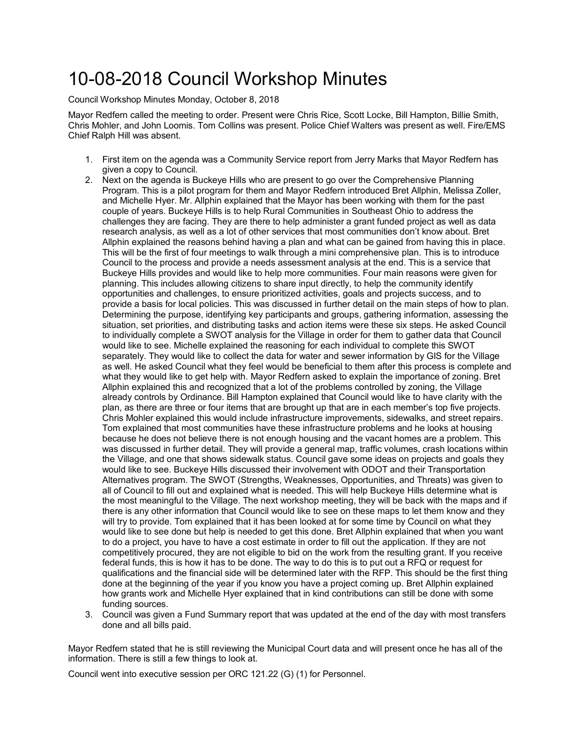# 10-08-2018 Council Workshop Minutes

Council Workshop Minutes Monday, October 8, 2018

Mayor Redfern called the meeting to order. Present were Chris Rice, Scott Locke, Bill Hampton, Billie Smith, Chris Mohler, and John Loomis. Tom Collins was present. Police Chief Walters was present as well. Fire/EMS Chief Ralph Hill was absent.

1. First item on the agenda was a Community Service report from Jerry Marks that Mayor Redfern has given a copy to Council.
2. Next on the agenda is Buckeye Hills who are present to go over the Comprehensive Planning Program. This is a pilot program for them and Mayor Redfern introduced Bret Allphin, Melissa Zoller, and Michelle Hyer. Mr. Allphin explained that the Mayor has been working with them for the past couple of years. Buckeye Hills is to help Rural Communities in Southeast Ohio to address the challenges they are facing. They are there to help administer a grant funded project as well as data research analysis, as well as a lot of other services that most communities don't know about. Bret Allphin explained the reasons behind having a plan and what can be gained from having this in place. This will be the first of four meetings to walk through a mini comprehensive plan. This is to introduce Council to the process and provide a needs assessment analysis at the end. This is a service that Buckeye Hills provides and would like to help more communities. Four main reasons were given for planning. This includes allowing citizens to share input directly, to help the community identify opportunities and challenges, to ensure prioritized activities, goals and projects success, and to provide a basis for local policies. This was discussed in further detail on the main steps of how to plan. Determining the purpose, identifying key participants and groups, gathering information, assessing the situation, set priorities, and distributing tasks and action items were these six steps. He asked Council to individually complete a SWOT analysis for the Village in order for them to gather data that Council would like to see. Michelle explained the reasoning for each individual to complete this SWOT separately. They would like to collect the data for water and sewer information by GIS for the Village as well. He asked Council what they feel would be beneficial to them after this process is complete and what they would like to get help with. Mayor Redfern asked to explain the importance of zoning. Bret Allphin explained this and recognized that a lot of the problems controlled by zoning, the Village already controls by Ordinance. Bill Hampton explained that Council would like to have clarity with the plan, as there are three or four items that are brought up that are in each member's top five projects. Chris Mohler explained this would include infrastructure improvements, sidewalks, and street repairs. Tom explained that most communities have these infrastructure problems and he looks at housing because he does not believe there is not enough housing and the vacant homes are a problem. This was discussed in further detail. They will provide a general map, traffic volumes, crash locations within the Village, and one that shows sidewalk status. Council gave some ideas on projects and goals they would like to see. Buckeye Hills discussed their involvement with ODOT and their Transportation Alternatives program. The SWOT (Strengths, Weaknesses, Opportunities, and Threats) was given to all of Council to fill out and explained what is needed. This will help Buckeye Hills determine what is the most meaningful to the Village. The next workshop meeting, they will be back with the maps and if there is any other information that Council would like to see on these maps to let them know and they will try to provide. Tom explained that it has been looked at for some time by Council on what they would like to see done but help is needed to get this done. Bret Allphin explained that when you want to do a project, you have to have a cost estimate in order to fill out the application. If they are not competitively procured, they are not eligible to bid on the work from the resulting grant. If you receive federal funds, this is how it has to be done. The way to do this is to put out a RFQ or request for qualifications and the financial side will be determined later with the RFP. This should be the first thing done at the beginning of the year if you know you have a project coming up. Bret Allphin explained how grants work and Michelle Hyer explained that in kind contributions can still be done with some funding sources.
3. Council was given a Fund Summary report that was updated at the end of the day with most transfers done and all bills paid.

Mayor Redfern stated that he is still reviewing the Municipal Court data and will present once he has all of the information. There is still a few things to look at.

Council went into executive session per ORC 121.22 (G) (1) for Personnel.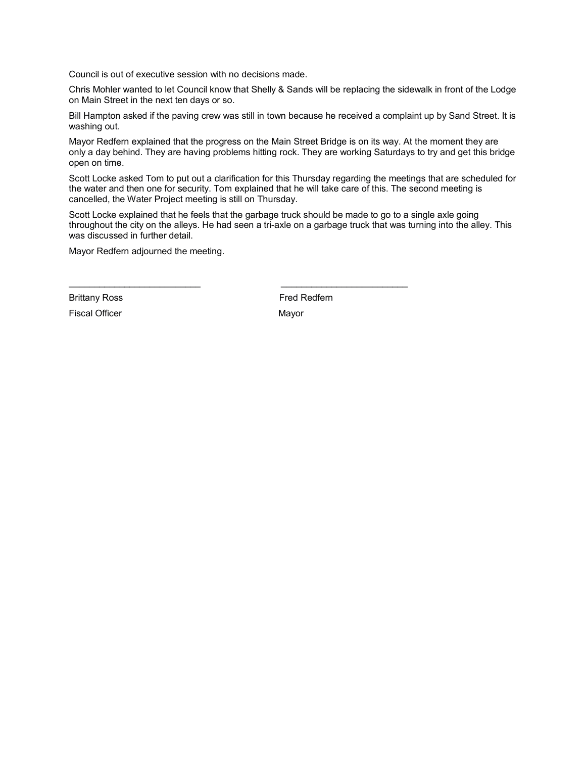Council is out of executive session with no decisions made.

Chris Mohler wanted to let Council know that Shelly & Sands will be replacing the sidewalk in front of the Lodge on Main Street in the next ten days or so.

Bill Hampton asked if the paving crew was still in town because he received a complaint up by Sand Street. It is washing out.

Mayor Redfern explained that the progress on the Main Street Bridge is on its way. At the moment they are only a day behind. They are having problems hitting rock. They are working Saturdays to try and get this bridge open on time.

Scott Locke asked Tom to put out a clarification for this Thursday regarding the meetings that are scheduled for the water and then one for security. Tom explained that he will take care of this. The second meeting is cancelled, the Water Project meeting is still on Thursday.

Scott Locke explained that he feels that the garbage truck should be made to go to a single axle going throughout the city on the alleys. He had seen a tri-axle on a garbage truck that was turning into the alley. This was discussed in further detail.

Mayor Redfern adjourned the meeting.

| | |
|---|---|
| ___________________________ | ___________________________ |
| Brittany Ross | Fred Redfern |
| Fiscal Officer | Mayor |